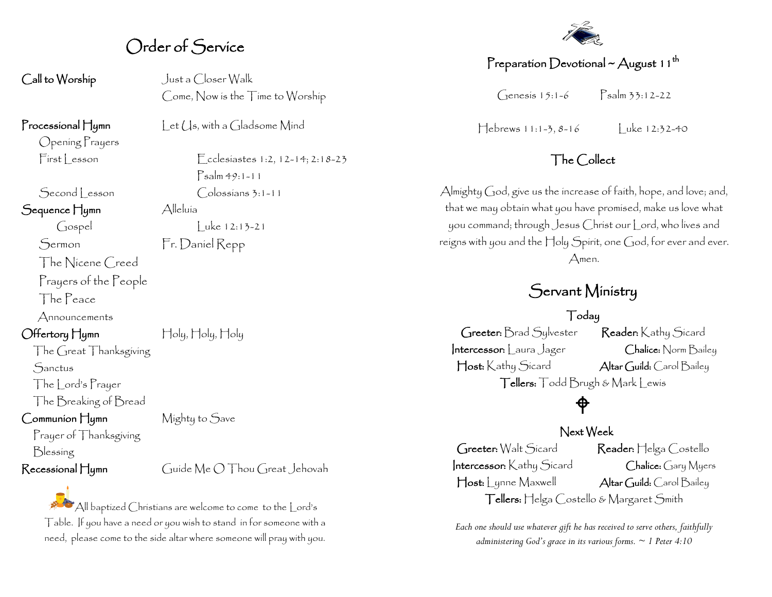# Order of Service

**Call to Worship** — Just a Closer Walk
Come, Now is the Time to Worship

**Processional Hymn** — Let Us, with a Gladsome Mind

Opening Prayers

First Lesson — Ecclesiastes 1:2, 12-14; 2:18-23
Psalm 49:1-11

Second Lesson — Colossians 3:1-11

**Sequence Hymn** — Alleluia

Gospel — Luke 12:13-21

Sermon — Fr. Daniel Repp

The Nicene Creed

Prayers of the People

The Peace

Announcements

**Offertory Hymn** — Holy, Holy, Holy

The Great Thanksgiving

Sanctus

The Lord's Prayer

The Breaking of Bread

**Communion Hymn** — Mighty to Save

Prayer of Thanksgiving

Blessing

**Recessional Hymn** — Guide Me O Thou Great Jehovah

All baptized Christians are welcome to come to the Lord's Table. If you have a need or you wish to stand in for someone with a need, please come to the side altar where someone will pray with you.

## Preparation Devotional ~ August 11th

Genesis 15:1-6 — Psalm 33:12-22

Hebrews 11:1-3, 8-16 — Luke 12:32-40

## The Collect

Almighty God, give us the increase of faith, hope, and love; and, that we may obtain what you have promised, make us love what you command; through Jesus Christ our Lord, who lives and reigns with you and the Holy Spirit, one God, for ever and ever. Amen.

# Servant Ministry

### Today

**Greeter:** Brad Sylvester — **Reader:** Kathy Sicard
**Intercessor:** Laura Jager — **Chalice:** Norm Bailey
**Host:** Kathy Sicard — **Altar Guild:** Carol Bailey
**Tellers:** Todd Brugh & Mark Lewis

### Next Week

**Greeter:** Walt Sicard — **Reader:** Helga Costello
**Intercessor:** Kathy Sicard — **Chalice:** Gary Myers
**Host:** Lynne Maxwell — **Altar Guild:** Carol Bailey
**Tellers:** Helga Costello & Margaret Smith

*Each one should use whatever gift he has received to serve others, faithfully administering God's grace in its various forms. ~ 1 Peter 4:10*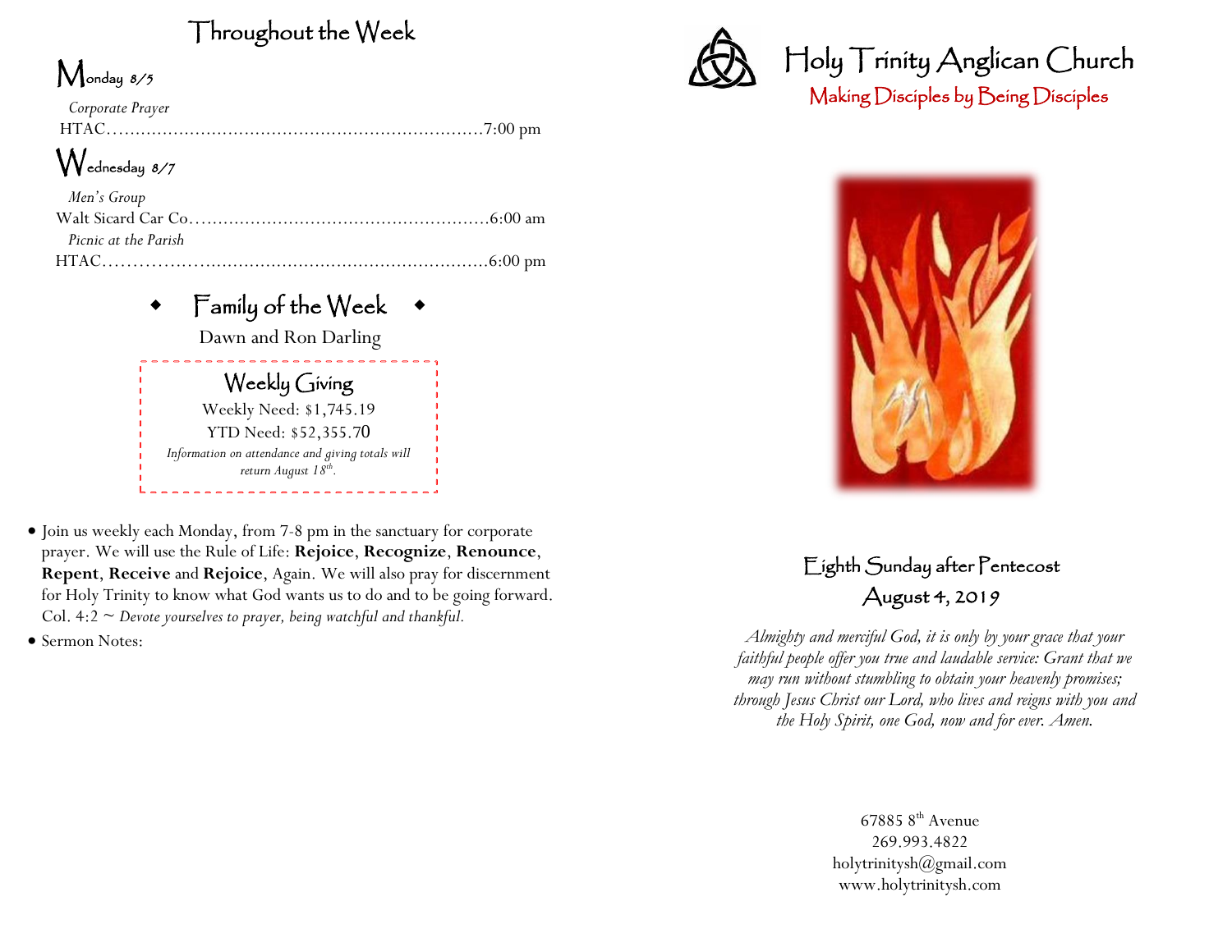# Throughout the Week

## Monday 8/5

*Corporate Prayer*
HTAC……………………………………………………………7:00 pm

## Wednesday 8/7

*Men's Group*
Walt Sicard Car Co………………………………………………6:00 am
*Picnic at the Parish*
HTAC……………………………………………………………6:00 pm

## ◆ Family of the Week ◆

Dawn and Ron Darling

### Weekly Giving

Weekly Need: $1,745.19
YTD Need: $52,355.70
*Information on attendance and giving totals will return August 18th.*

- Join us weekly each Monday, from 7-8 pm in the sanctuary for corporate prayer. We will use the Rule of Life: **Rejoice**, **Recognize**, **Renounce**, **Repent**, **Receive** and **Rejoice**, Again. We will also pray for discernment for Holy Trinity to know what God wants us to do and to be going forward. Col. 4:2 ~ *Devote yourselves to prayer, being watchful and thankful.*
- Sermon Notes:

# Holy Trinity Anglican Church

Making Disciples by Being Disciples

## Eighth Sunday after Pentecost
## August 4, 2019

*Almighty and merciful God, it is only by your grace that your faithful people offer you true and laudable service: Grant that we may run without stumbling to obtain your heavenly promises; through Jesus Christ our Lord, who lives and reigns with you and the Holy Spirit, one God, now and for ever. Amen.*

67885 8th Avenue
269.993.4822
holytrinitysh@gmail.com
www.holytrinitysh.com